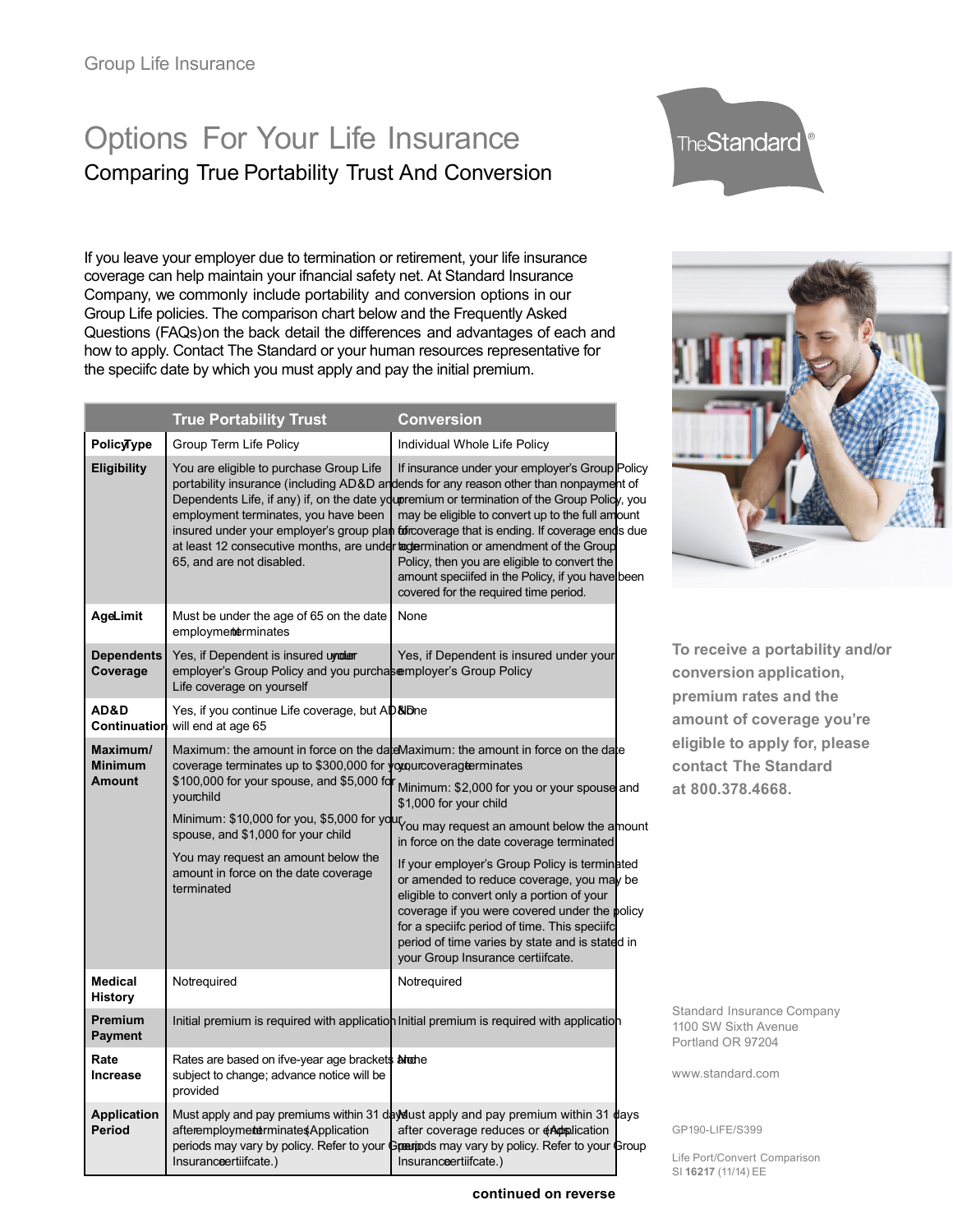Group Life Insurance

# Options For Your Life Insurance

## Comparing True Portability Trust And Conversion

If you leave your employer due to termination or retirement, your life insurance coverage can help maintain your financial safety net. At Standard Insurance Company, we commonly include portability and conversion options in our Group Life policies. The comparison chart below and the Frequently Asked Questions (FAQs) on the back detail the differences and advantages of each and how to apply. Contact The Standard or your human resources representative for the specific date by which you must apply and pay the initial premium.

| | True Portability Trust | Conversion |
|---|---|---|
| **Policy Type** | Group Term Life Policy | Individual Whole Life Policy |
| **Eligibility** | You are eligible to purchase Group Life portability insurance (including AD&D and Dependents Life, if any) if, on the date your employment terminates, you have been insured under your employer's group plan for at least 12 consecutive months, are under age 65, and are not disabled. | If insurance under your employer's Group Policy ends for any reason other than nonpayment of premium or termination of the Group Policy, you may be eligible to convert up to the full amount of coverage that is ending. If coverage ends due to termination or amendment of the Group Policy, then you are eligible to convert the amount specified in the Policy, if you have been covered for the required time period. |
| **Age Limit** | Must be under the age of 65 on the date employment terminates | None |
| **Dependents Coverage** | Yes, if Dependent is insured under your employer's Group Policy and you purchase Life coverage on yourself | Yes, if Dependent is insured under your employer's Group Policy |
| **AD&D Continuation** | Yes, if you continue Life coverage, but AD&D will end at age 65 | None |
| **Maximum/ Minimum Amount** | Maximum: the amount in force on the date coverage terminates up to $300,000 for you, $100,000 for your spouse, and $5,000 for your child<br><br>Minimum: $10,000 for you, $5,000 for your spouse, and $1,000 for your child<br><br>You may request an amount below the amount in force on the date coverage terminated | Maximum: the amount in force on the date your coverage terminates<br><br>Minimum: $2,000 for you or your spouse and $1,000 for your child<br><br>You may request an amount below the amount in force on the date coverage terminated<br><br>If your employer's Group Policy is terminated or amended to reduce coverage, you may be eligible to convert only a portion of your coverage if you were covered under the policy for a specific period of time. This specific period of time varies by state and is stated in your Group Insurance certificate. |
| **Medical History** | Not required | Not required |
| **Premium Payment** | Initial premium is required with application | Initial premium is required with application |
| **Rate Increase** | Rates are based on five-year age brackets and are subject to change; advance notice will be provided | None |
| **Application Period** | Must apply and pay premiums within 31 days after employment terminates. (Application periods may vary by policy. Refer to your Group Insurance certificate.) | Must apply and pay premium within 31 days after coverage reduces or ends. (Application periods may vary by policy. Refer to your Group Insurance certificate.) |

**continued on reverse**

**To receive a portability and/or conversion application, premium rates and the amount of coverage you're eligible to apply for, please contact The Standard at 800.378.4668.**

Standard Insurance Company
1100 SW Sixth Avenue
Portland OR 97204

www.standard.com

GP190-LIFE/S399

Life Port/Convert Comparison
SI **16217** (11/14) EE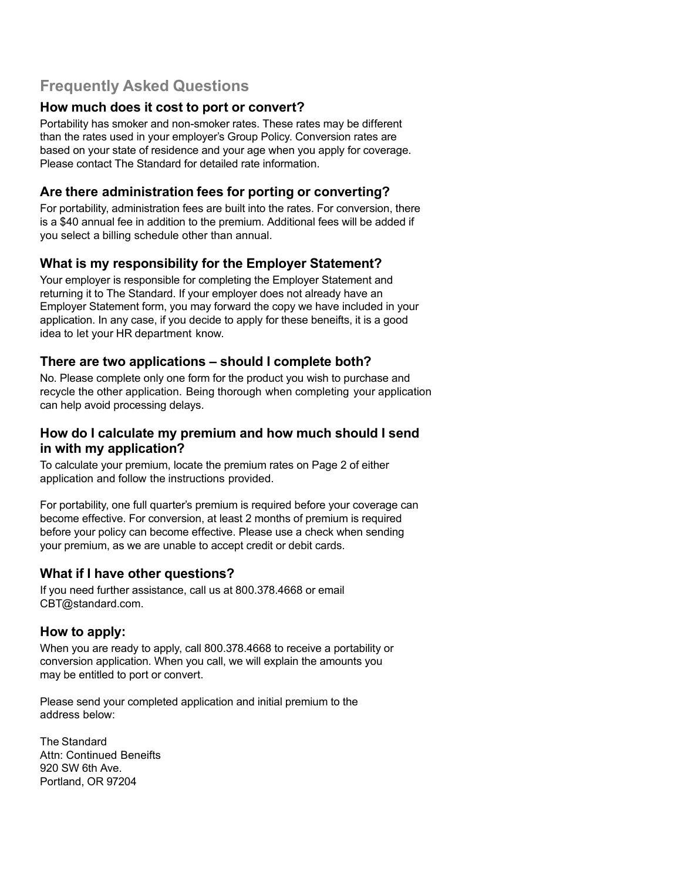## Frequently Asked Questions

### How much does it cost to port or convert?

Portability has smoker and non-smoker rates. These rates may be different than the rates used in your employer's Group Policy. Conversion rates are based on your state of residence and your age when you apply for coverage. Please contact The Standard for detailed rate information.

### Are there administration fees for porting or converting?

For portability, administration fees are built into the rates. For conversion, there is a $40 annual fee in addition to the premium. Additional fees will be added if you select a billing schedule other than annual.

### What is my responsibility for the Employer Statement?

Your employer is responsible for completing the Employer Statement and returning it to The Standard. If your employer does not already have an Employer Statement form, you may forward the copy we have included in your application. In any case, if you decide to apply for these beneifts, it is a good idea to let your HR department know.

### There are two applications – should I complete both?

No. Please complete only one form for the product you wish to purchase and recycle the other application. Being thorough when completing your application can help avoid processing delays.

### How do I calculate my premium and how much should I send in with my application?

To calculate your premium, locate the premium rates on Page 2 of either application and follow the instructions provided.

For portability, one full quarter's premium is required before your coverage can become effective. For conversion, at least 2 months of premium is required before your policy can become effective. Please use a check when sending your premium, as we are unable to accept credit or debit cards.

### What if I have other questions?

If you need further assistance, call us at 800.378.4668 or email CBT@standard.com.

### How to apply:

When you are ready to apply, call 800.378.4668 to receive a portability or conversion application. When you call, we will explain the amounts you may be entitled to port or convert.

Please send your completed application and initial premium to the address below:

The Standard
Attn: Continued Beneifts
920 SW 6th Ave.
Portland, OR 97204